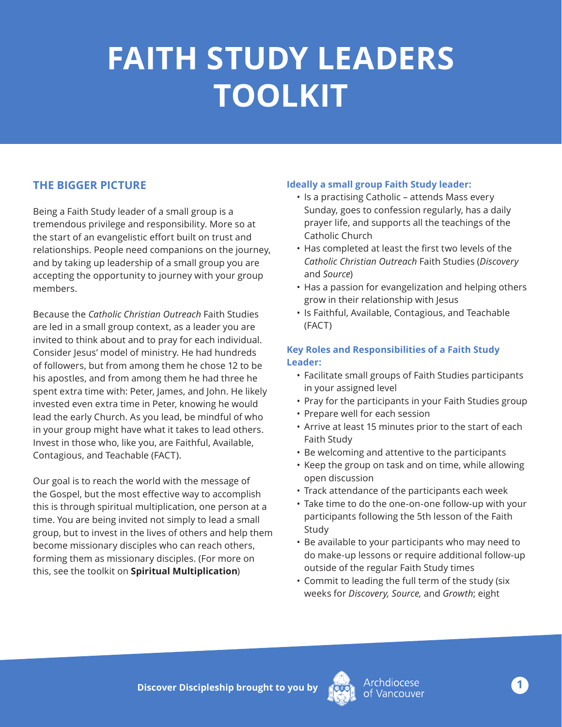# FAITH STUDY LEADERS TOOLKIT

## THE BIGGER PICTURE

Being a Faith Study leader of a small group is a tremendous privilege and responsibility. More so at the start of an evangelistic effort built on trust and relationships. People need companions on the journey, and by taking up leadership of a small group you are accepting the opportunity to journey with your group members.

Because the *Catholic Christian Outreach* Faith Studies are led in a small group context, as a leader you are invited to think about and to pray for each individual. Consider Jesus' model of ministry. He had hundreds of followers, but from among them he chose 12 to be his apostles, and from among them he had three he spent extra time with: Peter, James, and John. He likely invested even extra time in Peter, knowing he would lead the early Church. As you lead, be mindful of who in your group might have what it takes to lead others. Invest in those who, like you, are Faithful, Available, Contagious, and Teachable (FACT).

Our goal is to reach the world with the message of the Gospel, but the most effective way to accomplish this is through spiritual multiplication, one person at a time. You are being invited not simply to lead a small group, but to invest in the lives of others and help them become missionary disciples who can reach others, forming them as missionary disciples. (For more on this, see the toolkit on **Spiritual Multiplication**)

### Ideally a small group Faith Study leader:

- Is a practising Catholic – attends Mass every Sunday, goes to confession regularly, has a daily prayer life, and supports all the teachings of the Catholic Church
- Has completed at least the first two levels of the *Catholic Christian Outreach* Faith Studies (*Discovery* and *Source*)
- Has a passion for evangelization and helping others grow in their relationship with Jesus
- Is Faithful, Available, Contagious, and Teachable (FACT)

### Key Roles and Responsibilities of a Faith Study Leader:

- Facilitate small groups of Faith Studies participants in your assigned level
- Pray for the participants in your Faith Studies group
- Prepare well for each session
- Arrive at least 15 minutes prior to the start of each Faith Study
- Be welcoming and attentive to the participants
- Keep the group on task and on time, while allowing open discussion
- Track attendance of the participants each week
- Take time to do the one-on-one follow-up with your participants following the 5th lesson of the Faith Study
- Be available to your participants who may need to do make-up lessons or require additional follow-up outside of the regular Faith Study times
- Commit to leading the full term of the study (six weeks for *Discovery, Source,* and *Growth*; eight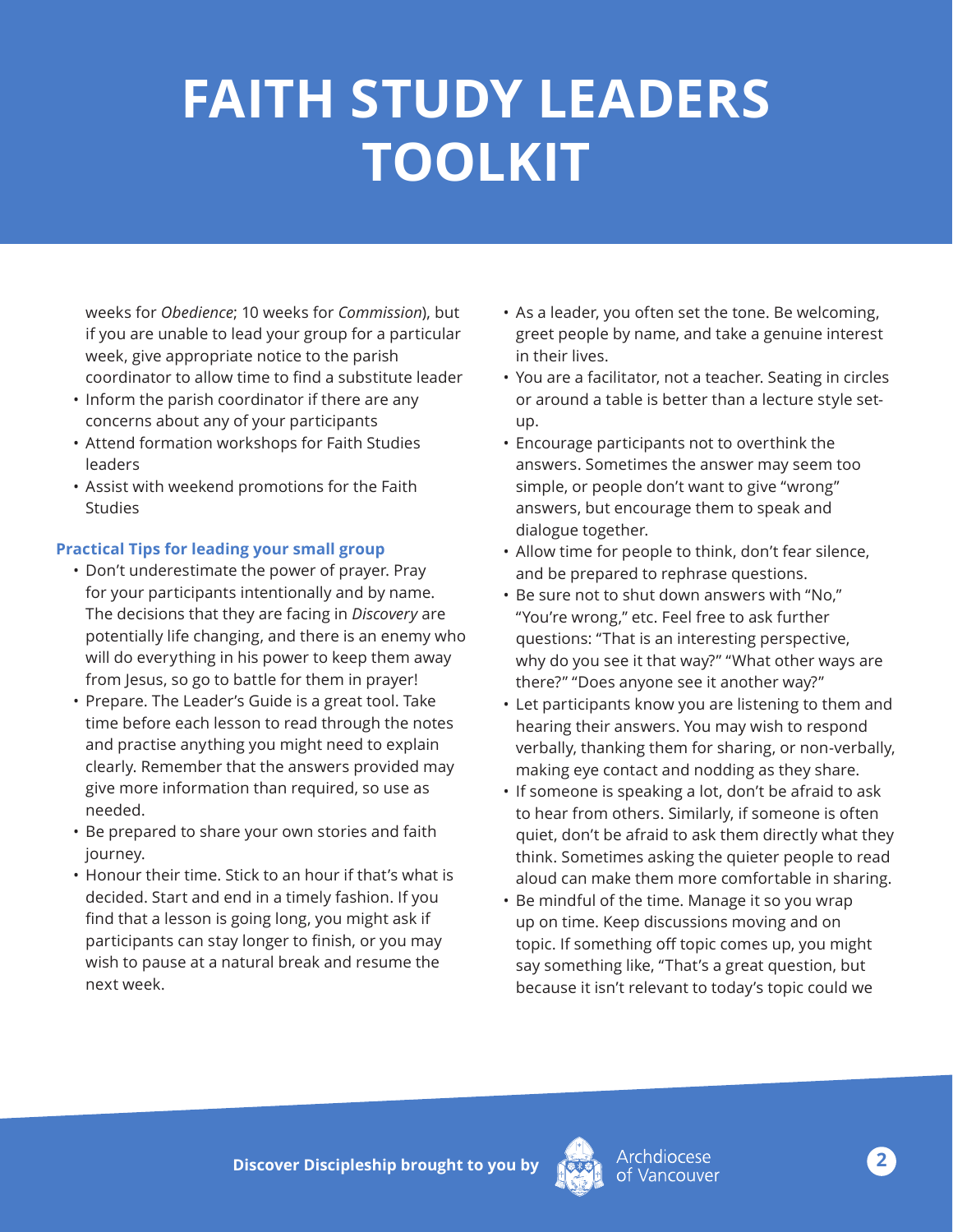# FAITH STUDY LEADERS TOOLKIT

weeks for *Obedience*; 10 weeks for *Commission*), but if you are unable to lead your group for a particular week, give appropriate notice to the parish coordinator to allow time to find a substitute leader

- Inform the parish coordinator if there are any concerns about any of your participants
- Attend formation workshops for Faith Studies leaders
- Assist with weekend promotions for the Faith Studies

### Practical Tips for leading your small group

- Don't underestimate the power of prayer. Pray for your participants intentionally and by name. The decisions that they are facing in *Discovery* are potentially life changing, and there is an enemy who will do everything in his power to keep them away from Jesus, so go to battle for them in prayer!
- Prepare. The Leader's Guide is a great tool. Take time before each lesson to read through the notes and practise anything you might need to explain clearly. Remember that the answers provided may give more information than required, so use as needed.
- Be prepared to share your own stories and faith journey.
- Honour their time. Stick to an hour if that's what is decided. Start and end in a timely fashion. If you find that a lesson is going long, you might ask if participants can stay longer to finish, or you may wish to pause at a natural break and resume the next week.
- As a leader, you often set the tone. Be welcoming, greet people by name, and take a genuine interest in their lives.
- You are a facilitator, not a teacher. Seating in circles or around a table is better than a lecture style set-up.
- Encourage participants not to overthink the answers. Sometimes the answer may seem too simple, or people don't want to give "wrong" answers, but encourage them to speak and dialogue together.
- Allow time for people to think, don't fear silence, and be prepared to rephrase questions.
- Be sure not to shut down answers with "No," "You're wrong," etc. Feel free to ask further questions: "That is an interesting perspective, why do you see it that way?" "What other ways are there?" "Does anyone see it another way?"
- Let participants know you are listening to them and hearing their answers. You may wish to respond verbally, thanking them for sharing, or non-verbally, making eye contact and nodding as they share.
- If someone is speaking a lot, don't be afraid to ask to hear from others. Similarly, if someone is often quiet, don't be afraid to ask them directly what they think. Sometimes asking the quieter people to read aloud can make them more comfortable in sharing.
- Be mindful of the time. Manage it so you wrap up on time. Keep discussions moving and on topic. If something off topic comes up, you might say something like, "That's a great question, but because it isn't relevant to today's topic could we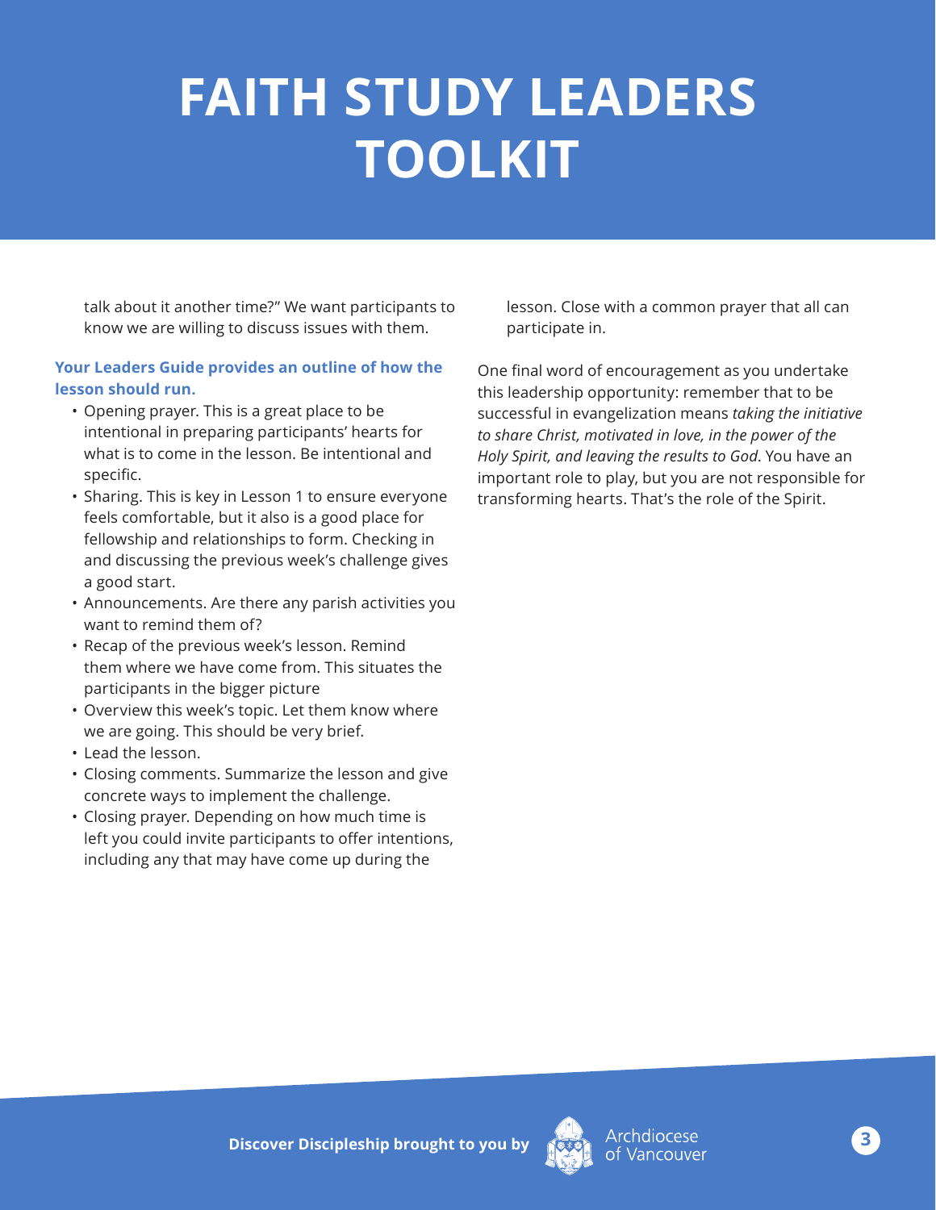# FAITH STUDY LEADERS TOOLKIT

talk about it another time?" We want participants to know we are willing to discuss issues with them.

**Your Leaders Guide provides an outline of how the lesson should run.**

- Opening prayer. This is a great place to be intentional in preparing participants' hearts for what is to come in the lesson. Be intentional and specific.
- Sharing. This is key in Lesson 1 to ensure everyone feels comfortable, but it also is a good place for fellowship and relationships to form. Checking in and discussing the previous week's challenge gives a good start.
- Announcements. Are there any parish activities you want to remind them of?
- Recap of the previous week's lesson. Remind them where we have come from. This situates the participants in the bigger picture
- Overview this week's topic. Let them know where we are going. This should be very brief.
- Lead the lesson.
- Closing comments. Summarize the lesson and give concrete ways to implement the challenge.
- Closing prayer. Depending on how much time is left you could invite participants to offer intentions, including any that may have come up during the lesson. Close with a common prayer that all can participate in.

One final word of encouragement as you undertake this leadership opportunity: remember that to be successful in evangelization means *taking the initiative to share Christ, motivated in love, in the power of the Holy Spirit, and leaving the results to God*. You have an important role to play, but you are not responsible for transforming hearts. That's the role of the Spirit.

**Discover Discipleship brought to you by** Archdiocese of Vancouver